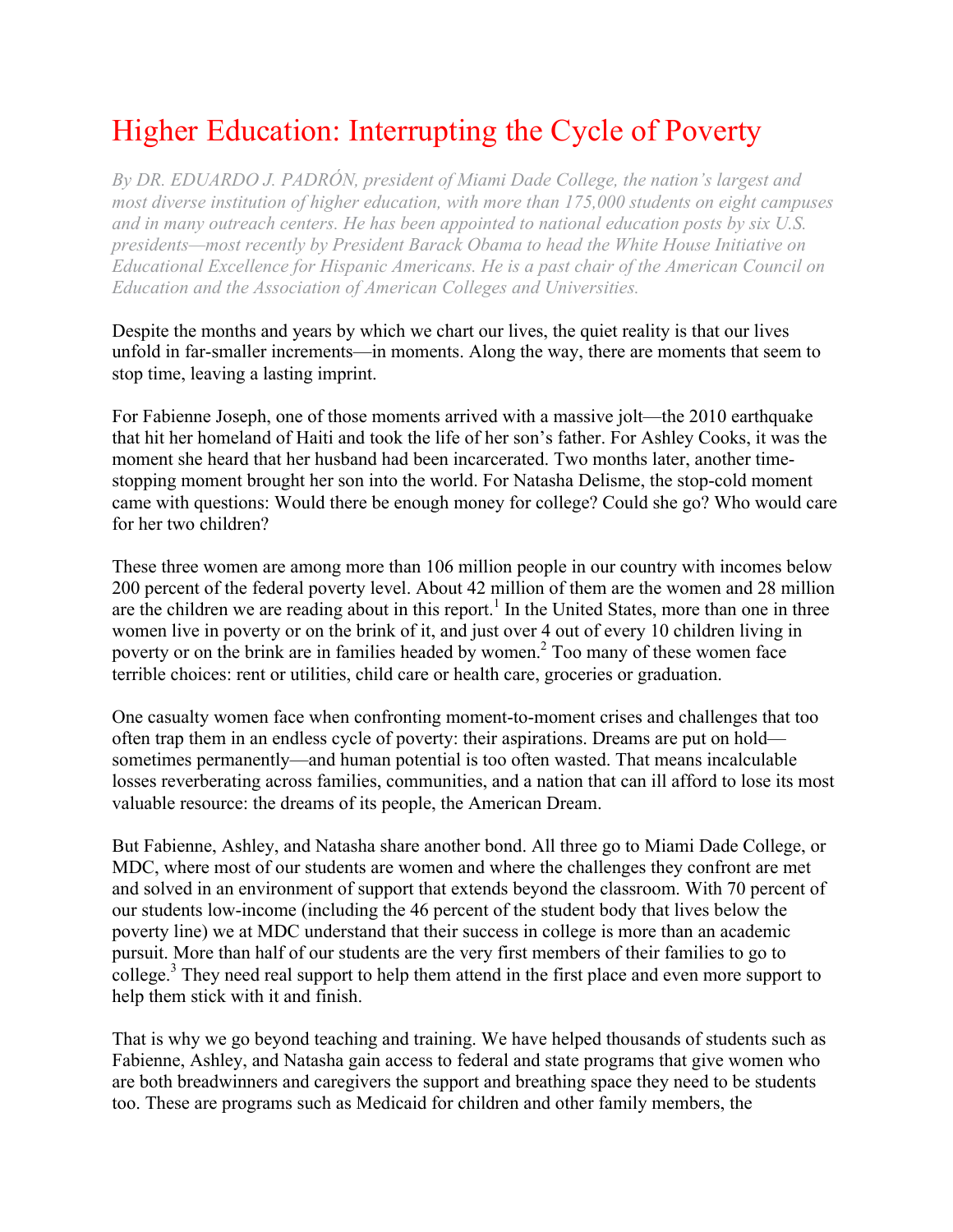# Higher Education: Interrupting the Cycle of Poverty

*By DR. EDUARDO J. PADRÓN, president of Miami Dade College, the nation's largest and most diverse institution of higher education, with more than 175,000 students on eight campuses and in many outreach centers. He has been appointed to national education posts by six U.S. presidents—most recently by President Barack Obama to head the White House Initiative on Educational Excellence for Hispanic Americans. He is a past chair of the American Council on Education and the Association of American Colleges and Universities.*

Despite the months and years by which we chart our lives, the quiet reality is that our lives unfold in far-smaller increments—in moments. Along the way, there are moments that seem to stop time, leaving a lasting imprint.

For Fabienne Joseph, one of those moments arrived with a massive jolt—the 2010 earthquake that hit her homeland of Haiti and took the life of her son's father. For Ashley Cooks, it was the moment she heard that her husband had been incarcerated. Two months later, another time-stopping moment brought her son into the world. For Natasha Delisme, the stop-cold moment came with questions: Would there be enough money for college? Could she go? Who would care for her two children?

These three women are among more than 106 million people in our country with incomes below 200 percent of the federal poverty level. About 42 million of them are the women and 28 million are the children we are reading about in this report.[1] In the United States, more than one in three women live in poverty or on the brink of it, and just over 4 out of every 10 children living in poverty or on the brink are in families headed by women.[2] Too many of these women face terrible choices: rent or utilities, child care or health care, groceries or graduation.

One casualty women face when confronting moment-to-moment crises and challenges that too often trap them in an endless cycle of poverty: their aspirations. Dreams are put on hold—sometimes permanently—and human potential is too often wasted. That means incalculable losses reverberating across families, communities, and a nation that can ill afford to lose its most valuable resource: the dreams of its people, the American Dream.

But Fabienne, Ashley, and Natasha share another bond. All three go to Miami Dade College, or MDC, where most of our students are women and where the challenges they confront are met and solved in an environment of support that extends beyond the classroom. With 70 percent of our students low-income (including the 46 percent of the student body that lives below the poverty line) we at MDC understand that their success in college is more than an academic pursuit. More than half of our students are the very first members of their families to go to college.[3] They need real support to help them attend in the first place and even more support to help them stick with it and finish.

That is why we go beyond teaching and training. We have helped thousands of students such as Fabienne, Ashley, and Natasha gain access to federal and state programs that give women who are both breadwinners and caregivers the support and breathing space they need to be students too. These are programs such as Medicaid for children and other family members, the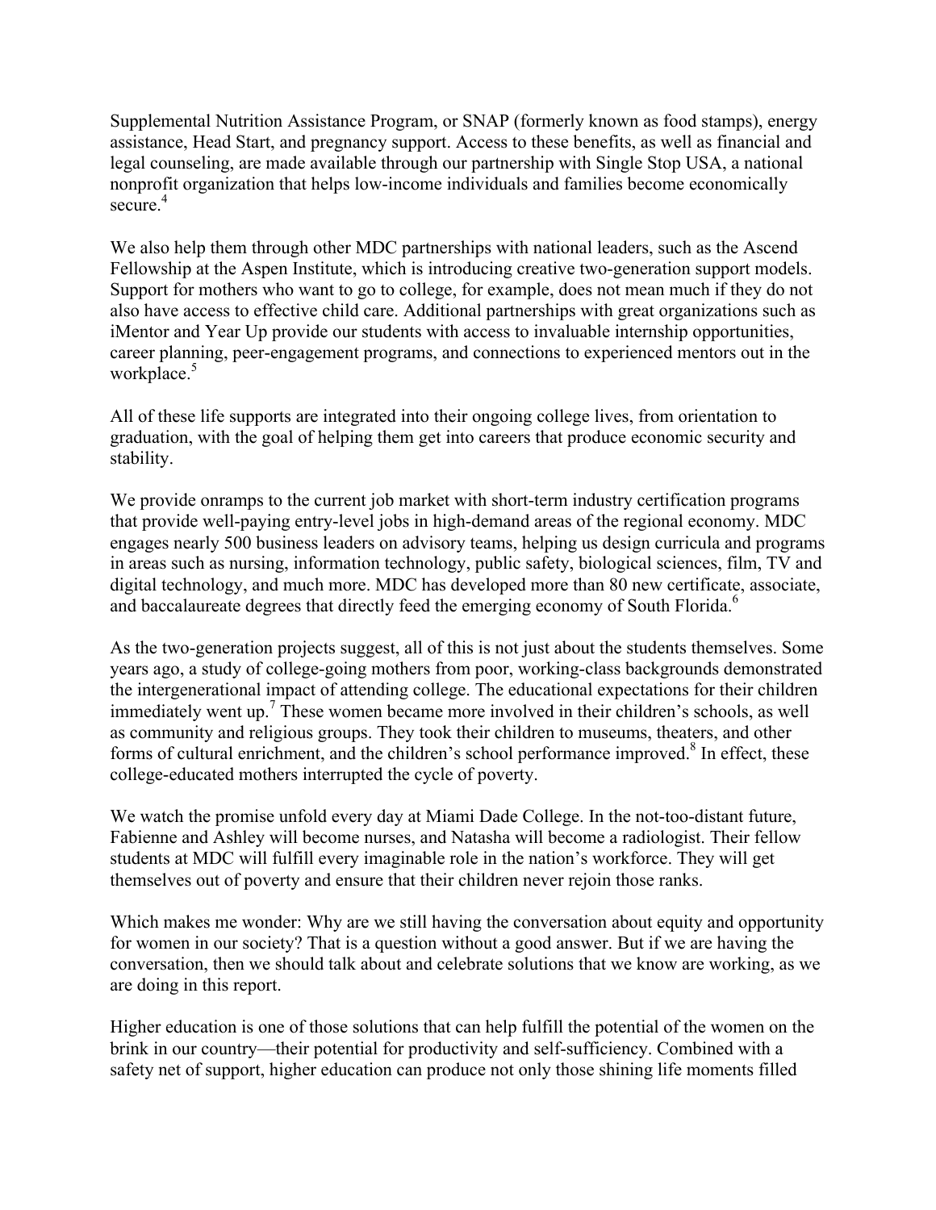Supplemental Nutrition Assistance Program, or SNAP (formerly known as food stamps), energy assistance, Head Start, and pregnancy support. Access to these benefits, as well as financial and legal counseling, are made available through our partnership with Single Stop USA, a national nonprofit organization that helps low-income individuals and families become economically secure.[4]

We also help them through other MDC partnerships with national leaders, such as the Ascend Fellowship at the Aspen Institute, which is introducing creative two-generation support models. Support for mothers who want to go to college, for example, does not mean much if they do not also have access to effective child care. Additional partnerships with great organizations such as iMentor and Year Up provide our students with access to invaluable internship opportunities, career planning, peer-engagement programs, and connections to experienced mentors out in the workplace.[5]

All of these life supports are integrated into their ongoing college lives, from orientation to graduation, with the goal of helping them get into careers that produce economic security and stability.

We provide onramps to the current job market with short-term industry certification programs that provide well-paying entry-level jobs in high-demand areas of the regional economy. MDC engages nearly 500 business leaders on advisory teams, helping us design curricula and programs in areas such as nursing, information technology, public safety, biological sciences, film, TV and digital technology, and much more. MDC has developed more than 80 new certificate, associate, and baccalaureate degrees that directly feed the emerging economy of South Florida.[6]

As the two-generation projects suggest, all of this is not just about the students themselves. Some years ago, a study of college-going mothers from poor, working-class backgrounds demonstrated the intergenerational impact of attending college. The educational expectations for their children immediately went up.[7] These women became more involved in their children's schools, as well as community and religious groups. They took their children to museums, theaters, and other forms of cultural enrichment, and the children's school performance improved.[8] In effect, these college-educated mothers interrupted the cycle of poverty.

We watch the promise unfold every day at Miami Dade College. In the not-too-distant future, Fabienne and Ashley will become nurses, and Natasha will become a radiologist. Their fellow students at MDC will fulfill every imaginable role in the nation's workforce. They will get themselves out of poverty and ensure that their children never rejoin those ranks.

Which makes me wonder: Why are we still having the conversation about equity and opportunity for women in our society? That is a question without a good answer. But if we are having the conversation, then we should talk about and celebrate solutions that we know are working, as we are doing in this report.

Higher education is one of those solutions that can help fulfill the potential of the women on the brink in our country—their potential for productivity and self-sufficiency. Combined with a safety net of support, higher education can produce not only those shining life moments filled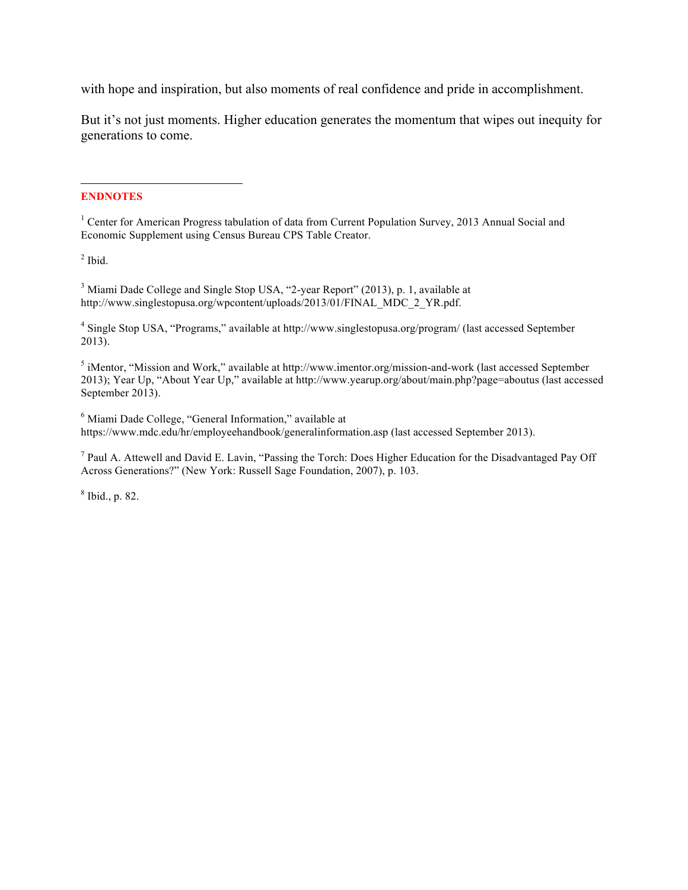with hope and inspiration, but also moments of real confidence and pride in accomplishment.

But it's not just moments. Higher education generates the momentum that wipes out inequity for generations to come.

---

**ENDNOTES**

[1] Center for American Progress tabulation of data from Current Population Survey, 2013 Annual Social and Economic Supplement using Census Bureau CPS Table Creator.

[2] Ibid.

[3] Miami Dade College and Single Stop USA, "2-year Report" (2013), p. 1, available at http://www.singlestopusa.org/wpcontent/uploads/2013/01/FINAL_MDC_2_YR.pdf.

[4] Single Stop USA, "Programs," available at http://www.singlestopusa.org/program/ (last accessed September 2013).

[5] iMentor, "Mission and Work," available at http://www.imentor.org/mission-and-work (last accessed September 2013); Year Up, "About Year Up," available at http://www.yearup.org/about/main.php?page=aboutus (last accessed September 2013).

[6] Miami Dade College, "General Information," available at https://www.mdc.edu/hr/employeehandbook/generalinformation.asp (last accessed September 2013).

[7] Paul A. Attewell and David E. Lavin, "Passing the Torch: Does Higher Education for the Disadvantaged Pay Off Across Generations?" (New York: Russell Sage Foundation, 2007), p. 103.

[8] Ibid., p. 82.